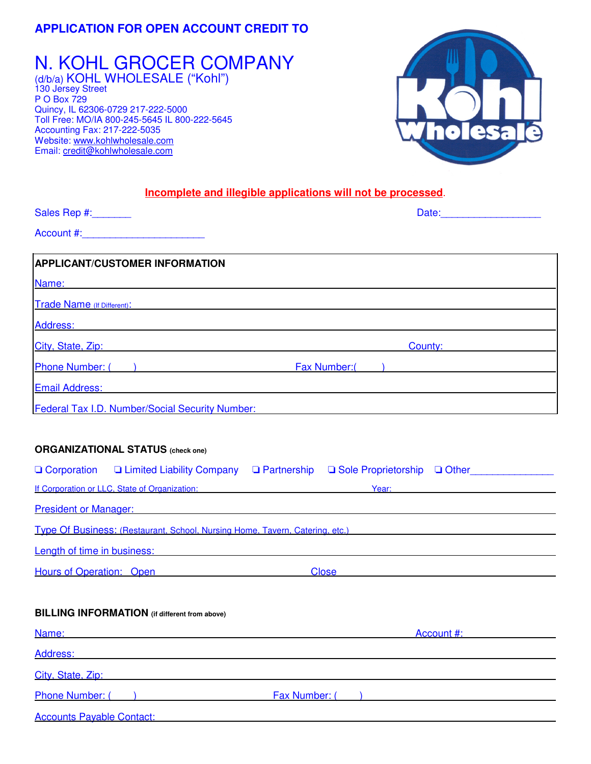## APPLICATION FOR OPEN ACCOUNT CREDIT TO

# N. KOHL GROCER COMPANY

(d/b/a) KOHL WHOLESALE ("Kohl")
130 Jersey Street
P O Box 729
Quincy, IL 62306-0729 217-222-5000
Toll Free: MO/IA 800-245-5645 IL 800-222-5645
Accounting Fax: 217-222-5035
Website: www.kohlwholesale.com
Email: credit@kohlwholesale.com

**Incomplete and illegible applications will not be processed.**

Sales Rep #:_______ Date:__________________

Account #:______________________

### APPLICANT/CUSTOMER INFORMATION

Name: ______________________________

Trade Name (If Different): ______________________________

Address: ______________________________

City, State, Zip: ______________________________ County: ______________

Phone Number: (    ) ______________ Fax Number:(    ) ______________

Email Address: ______________________________

Federal Tax I.D. Number/Social Security Number: ______________________________

### ORGANIZATIONAL STATUS (check one)

❑ Corporation ❑ Limited Liability Company ❑ Partnership ❑ Sole Proprietorship ❑ Other_______________

If Corporation or LLC, State of Organization: ______________ Year: ______________

President or Manager: ______________________________

Type Of Business: (Restaurant, School, Nursing Home, Tavern, Catering, etc.) ______________________________

Length of time in business: ______________________________

Hours of Operation: Open ______________ Close ______________

### BILLING INFORMATION (if different from above)

Name: ______________________________ Account #: ______________

Address: ______________________________

City, State, Zip: ______________________________

Phone Number: (    ) ______________ Fax Number: (    ) ______________

Accounts Payable Contact: ______________________________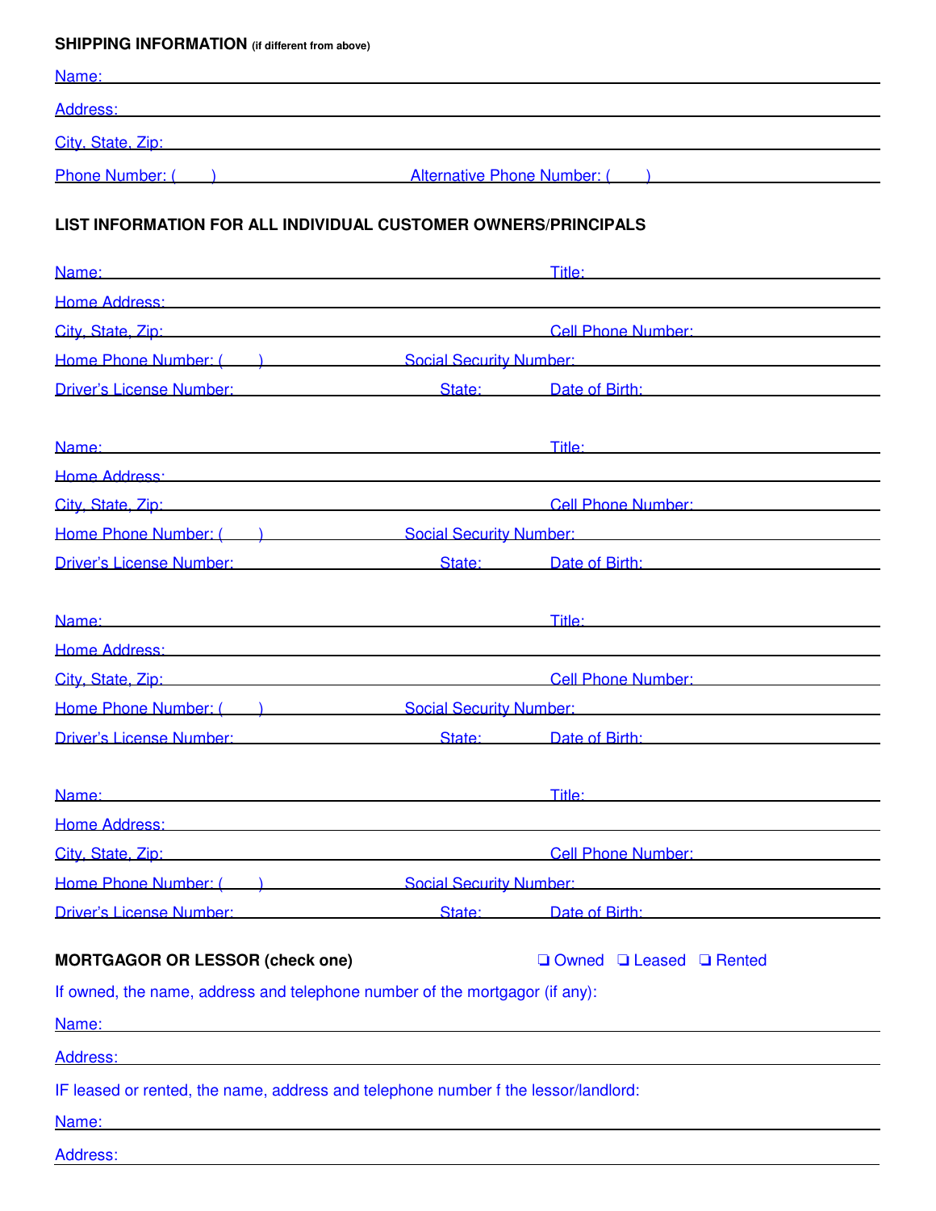**SHIPPING INFORMATION** (if different from above)

Name: \_\_\_\_\_\_\_\_\_\_\_\_\_\_\_\_\_\_\_\_\_\_\_\_\_\_\_\_\_\_\_\_\_\_\_\_\_\_\_\_\_\_\_\_

Address: \_\_\_\_\_\_\_\_\_\_\_\_\_\_\_\_\_\_\_\_\_\_\_\_\_\_\_\_\_\_\_\_\_\_\_\_\_\_\_\_\_\_\_\_

City, State, Zip: \_\_\_\_\_\_\_\_\_\_\_\_\_\_\_\_\_\_\_\_\_\_\_\_\_\_\_\_\_\_\_\_\_\_\_\_\_\_\_\_\_\_\_\_

Phone Number: (      ) \_\_\_\_\_\_\_\_\_\_\_\_\_\_\_\_ Alternative Phone Number: (      ) \_\_\_\_\_\_\_\_\_\_\_\_\_\_\_\_

**LIST INFORMATION FOR ALL INDIVIDUAL CUSTOMER OWNERS/PRINCIPALS**

Name: \_\_\_\_\_\_\_\_\_\_\_\_\_\_\_\_\_\_\_\_\_\_\_\_\_\_\_\_\_\_\_\_ Title: \_\_\_\_\_\_\_\_\_\_\_\_\_\_\_\_

Home Address: \_\_\_\_\_\_\_\_\_\_\_\_\_\_\_\_\_\_\_\_\_\_\_\_\_\_\_\_\_\_\_\_\_\_\_\_\_\_\_\_\_\_\_\_

City, State, Zip: \_\_\_\_\_\_\_\_\_\_\_\_\_\_\_\_\_\_\_\_\_\_\_\_\_\_\_\_\_\_\_\_ Cell Phone Number: \_\_\_\_\_\_\_\_\_\_\_\_\_\_\_\_

Home Phone Number: (      ) \_\_\_\_\_\_\_\_\_\_\_\_\_\_\_\_ Social Security Number: \_\_\_\_\_\_\_\_\_\_\_\_\_\_\_\_

Driver's License Number: \_\_\_\_\_\_\_\_\_\_\_\_\_\_\_\_ State: \_\_\_\_\_\_\_\_ Date of Birth: \_\_\_\_\_\_\_\_\_\_\_\_\_\_\_\_

Name: \_\_\_\_\_\_\_\_\_\_\_\_\_\_\_\_\_\_\_\_\_\_\_\_\_\_\_\_\_\_\_\_ Title: \_\_\_\_\_\_\_\_\_\_\_\_\_\_\_\_

Home Address: \_\_\_\_\_\_\_\_\_\_\_\_\_\_\_\_\_\_\_\_\_\_\_\_\_\_\_\_\_\_\_\_\_\_\_\_\_\_\_\_\_\_\_\_

City, State, Zip: \_\_\_\_\_\_\_\_\_\_\_\_\_\_\_\_\_\_\_\_\_\_\_\_\_\_\_\_\_\_\_\_ Cell Phone Number: \_\_\_\_\_\_\_\_\_\_\_\_\_\_\_\_

Home Phone Number: (      ) \_\_\_\_\_\_\_\_\_\_\_\_\_\_\_\_ Social Security Number: \_\_\_\_\_\_\_\_\_\_\_\_\_\_\_\_

Driver's License Number: \_\_\_\_\_\_\_\_\_\_\_\_\_\_\_\_ State: \_\_\_\_\_\_\_\_ Date of Birth: \_\_\_\_\_\_\_\_\_\_\_\_\_\_\_\_

Name: \_\_\_\_\_\_\_\_\_\_\_\_\_\_\_\_\_\_\_\_\_\_\_\_\_\_\_\_\_\_\_\_ Title: \_\_\_\_\_\_\_\_\_\_\_\_\_\_\_\_

Home Address: \_\_\_\_\_\_\_\_\_\_\_\_\_\_\_\_\_\_\_\_\_\_\_\_\_\_\_\_\_\_\_\_\_\_\_\_\_\_\_\_\_\_\_\_

City, State, Zip: \_\_\_\_\_\_\_\_\_\_\_\_\_\_\_\_\_\_\_\_\_\_\_\_\_\_\_\_\_\_\_\_ Cell Phone Number: \_\_\_\_\_\_\_\_\_\_\_\_\_\_\_\_

Home Phone Number: (      ) \_\_\_\_\_\_\_\_\_\_\_\_\_\_\_\_ Social Security Number: \_\_\_\_\_\_\_\_\_\_\_\_\_\_\_\_

Driver's License Number: \_\_\_\_\_\_\_\_\_\_\_\_\_\_\_\_ State: \_\_\_\_\_\_\_\_ Date of Birth: \_\_\_\_\_\_\_\_\_\_\_\_\_\_\_\_

Name: \_\_\_\_\_\_\_\_\_\_\_\_\_\_\_\_\_\_\_\_\_\_\_\_\_\_\_\_\_\_\_\_ Title: \_\_\_\_\_\_\_\_\_\_\_\_\_\_\_\_

Home Address: \_\_\_\_\_\_\_\_\_\_\_\_\_\_\_\_\_\_\_\_\_\_\_\_\_\_\_\_\_\_\_\_\_\_\_\_\_\_\_\_\_\_\_\_

City, State, Zip: \_\_\_\_\_\_\_\_\_\_\_\_\_\_\_\_\_\_\_\_\_\_\_\_\_\_\_\_\_\_\_\_ Cell Phone Number: \_\_\_\_\_\_\_\_\_\_\_\_\_\_\_\_

Home Phone Number: (      ) \_\_\_\_\_\_\_\_\_\_\_\_\_\_\_\_ Social Security Number: \_\_\_\_\_\_\_\_\_\_\_\_\_\_\_\_

Driver's License Number: \_\_\_\_\_\_\_\_\_\_\_\_\_\_\_\_ State: \_\_\_\_\_\_\_\_ Date of Birth: \_\_\_\_\_\_\_\_\_\_\_\_\_\_\_\_

**MORTGAGOR OR LESSOR (check one)** ❑ Owned ❑ Leased ❑ Rented

If owned, the name, address and telephone number of the mortgagor (if any):

Name: \_\_\_\_\_\_\_\_\_\_\_\_\_\_\_\_\_\_\_\_\_\_\_\_\_\_\_\_\_\_\_\_\_\_\_\_\_\_\_\_\_\_\_\_

Address: \_\_\_\_\_\_\_\_\_\_\_\_\_\_\_\_\_\_\_\_\_\_\_\_\_\_\_\_\_\_\_\_\_\_\_\_\_\_\_\_\_\_\_\_

IF leased or rented, the name, address and telephone number f the lessor/landlord:

Name: \_\_\_\_\_\_\_\_\_\_\_\_\_\_\_\_\_\_\_\_\_\_\_\_\_\_\_\_\_\_\_\_\_\_\_\_\_\_\_\_\_\_\_\_

Address: \_\_\_\_\_\_\_\_\_\_\_\_\_\_\_\_\_\_\_\_\_\_\_\_\_\_\_\_\_\_\_\_\_\_\_\_\_\_\_\_\_\_\_\_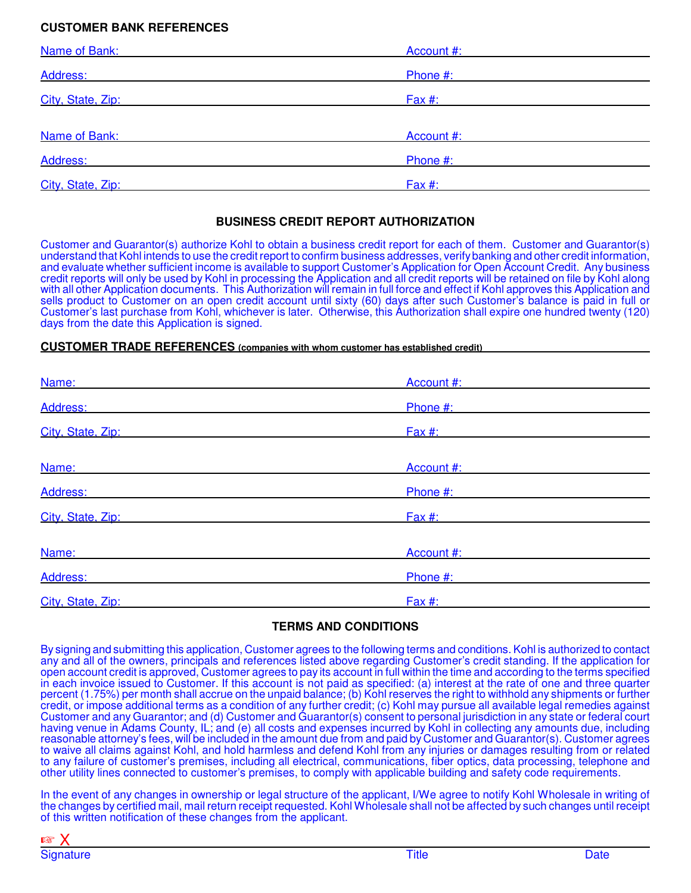**CUSTOMER BANK REFERENCES**

Name of Bank: ______________________________ Account #: ______________________

Address: ______________________________ Phone #: ______________________

City, State, Zip: ______________________________ Fax #: ______________________

Name of Bank: ______________________________ Account #: ______________________

Address: ______________________________ Phone #: ______________________

City, State, Zip: ______________________________ Fax #: ______________________

**BUSINESS CREDIT REPORT AUTHORIZATION**

Customer and Guarantor(s) authorize Kohl to obtain a business credit report for each of them. Customer and Guarantor(s) understand that Kohl intends to use the credit report to confirm business addresses, verify banking and other credit information, and evaluate whether sufficient income is available to support Customer's Application for Open Account Credit. Any business credit reports will only be used by Kohl in processing the Application and all credit reports will be retained on file by Kohl along with all other Application documents. This Authorization will remain in full force and effect if Kohl approves this Application and sells product to Customer on an open credit account until sixty (60) days after such Customer's balance is paid in full or Customer's last purchase from Kohl, whichever is later. Otherwise, this Authorization shall expire one hundred twenty (120) days from the date this Application is signed.

**CUSTOMER TRADE REFERENCES** **(companies with whom customer has established credit)**

Name: ______________________________ Account #: ______________________

Address: ______________________________ Phone #: ______________________

City, State, Zip: ______________________________ Fax #: ______________________

Name: ______________________________ Account #: ______________________

Address: ______________________________ Phone #: ______________________

City, State, Zip: ______________________________ Fax #: ______________________

Name: ______________________________ Account #: ______________________

Address: ______________________________ Phone #: ______________________

City, State, Zip: ______________________________ Fax #: ______________________

**TERMS AND CONDITIONS**

By signing and submitting this application, Customer agrees to the following terms and conditions. Kohl is authorized to contact any and all of the owners, principals and references listed above regarding Customer's credit standing. If the application for open account credit is approved, Customer agrees to pay its account in full within the time and according to the terms specified in each invoice issued to Customer. If this account is not paid as specified: (a) interest at the rate of one and three quarter percent (1.75%) per month shall accrue on the unpaid balance; (b) Kohl reserves the right to withhold any shipments or further credit, or impose additional terms as a condition of any further credit; (c) Kohl may pursue all available legal remedies against Customer and any Guarantor; and (d) Customer and Guarantor(s) consent to personal jurisdiction in any state or federal court having venue in Adams County, IL; and (e) all costs and expenses incurred by Kohl in collecting any amounts due, including reasonable attorney's fees, will be included in the amount due from and paid by Customer and Guarantor(s). Customer agrees to waive all claims against Kohl, and hold harmless and defend Kohl from any injuries or damages resulting from or related to any failure of customer's premises, including all electrical, communications, fiber optics, data processing, telephone and other utility lines connected to customer's premises, to comply with applicable building and safety code requirements.

In the event of any changes in ownership or legal structure of the applicant, I/We agree to notify Kohl Wholesale in writing of the changes by certified mail, mail return receipt requested. Kohl Wholesale shall not be affected by such changes until receipt of this written notification of these changes from the applicant.

☞ X ____________________________________________________________

Signature　　　　　　　　　　　　Title　　　　　　　　　　　　Date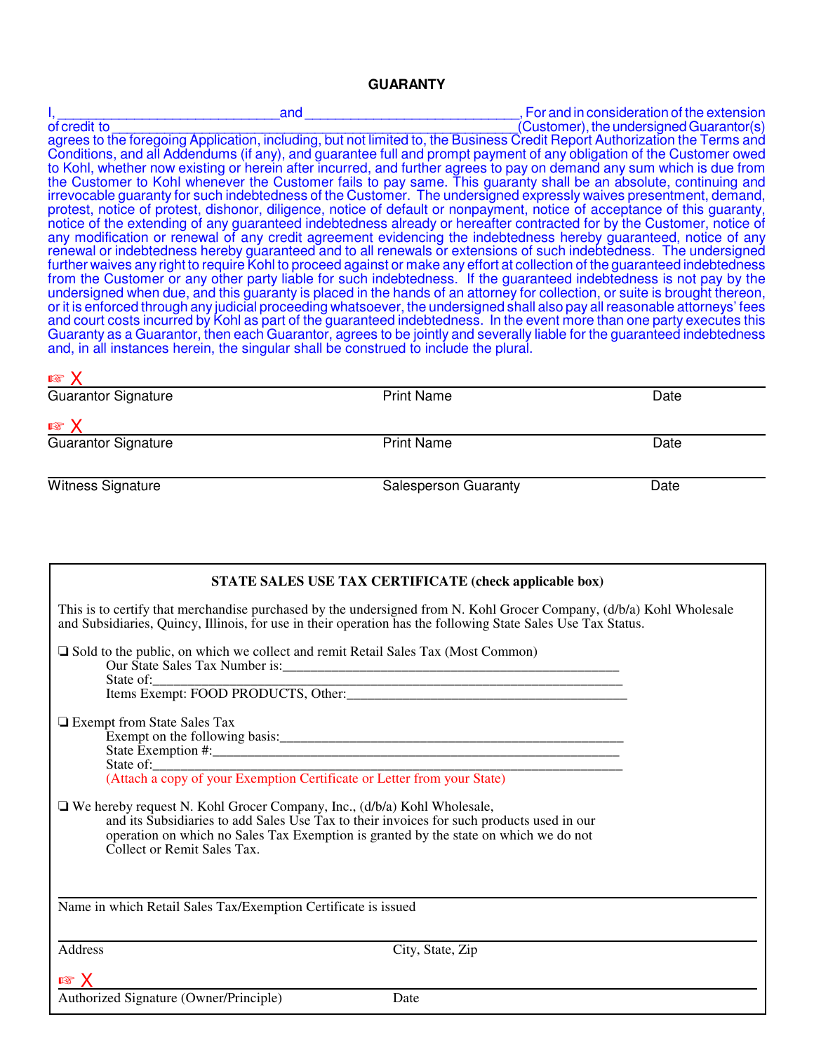## GUARANTY

I,_____________________________and ___________________________, For and in consideration of the extension of credit to ___________________________________________________(Customer), the undersigned Guarantor(s) agrees to the foregoing Application, including, but not limited to, the Business Credit Report Authorization the Terms and Conditions, and all Addendums (if any), and guarantee full and prompt payment of any obligation of the Customer owed to Kohl, whether now existing or herein after incurred, and further agrees to pay on demand any sum which is due from the Customer to Kohl whenever the Customer fails to pay same. This guaranty shall be an absolute, continuing and irrevocable guaranty for such indebtedness of the Customer. The undersigned expressly waives presentment, demand, protest, notice of protest, dishonor, diligence, notice of default or nonpayment, notice of acceptance of this guaranty, notice of the extending of any guaranteed indebtedness already or hereafter contracted for by the Customer, notice of any modification or renewal of any credit agreement evidencing the indebtedness hereby guaranteed, notice of any renewal or indebtedness hereby guaranteed and to all renewals or extensions of such indebtedness. The undersigned further waives any right to require Kohl to proceed against or make any effort at collection of the guaranteed indebtedness from the Customer or any other party liable for such indebtedness. If the guaranteed indebtedness is not pay by the undersigned when due, and this guaranty is placed in the hands of an attorney for collection, or suite is brought thereon, or it is enforced through any judicial proceeding whatsoever, the undersigned shall also pay all reasonable attorneys' fees and court costs incurred by Kohl as part of the guaranteed indebtedness. In the event more than one party executes this Guaranty as a Guarantor, then each Guarantor, agrees to be jointly and severally liable for the guaranteed indebtedness and, in all instances herein, the singular shall be construed to include the plural.

☞ X

Guarantor Signature | Print Name | Date

☞ X

Guarantor Signature | Print Name | Date

Witness Signature | Salesperson Guaranty | Date

**STATE SALES USE TAX CERTIFICATE (check applicable box)**

This is to certify that merchandise purchased by the undersigned from N. Kohl Grocer Company, (d/b/a) Kohl Wholesale and Subsidiaries, Quincy, Illinois, for use in their operation has the following State Sales Use Tax Status.

❑ Sold to the public, on which we collect and remit Retail Sales Tax (Most Common)
Our State Sales Tax Number is:_______________________________________________
State of:_____________________________________________________________
Items Exempt: FOOD PRODUCTS, Other:_________________________________________

❑ Exempt from State Sales Tax
Exempt on the following basis:____________________________________________
State Exemption #:______________________________________________________
State of:_____________________________________________________________
(Attach a copy of your Exemption Certificate or Letter from your State)

❑ We hereby request N. Kohl Grocer Company, Inc., (d/b/a) Kohl Wholesale, and its Subsidiaries to add Sales Use Tax to their invoices for such products used in our operation on which no Sales Tax Exemption is granted by the state on which we do not Collect or Remit Sales Tax.

Name in which Retail Sales Tax/Exemption Certificate is issued

Address | City, State, Zip

☞ X

Authorized Signature (Owner/Principle) | Date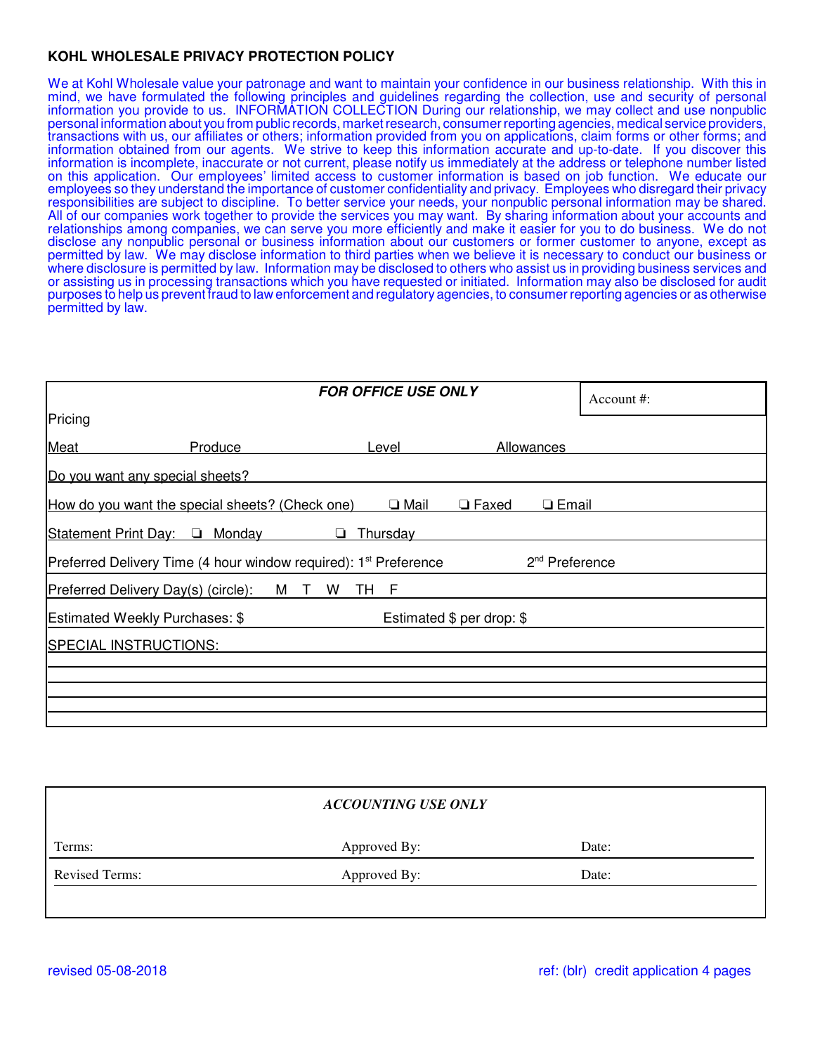## KOHL WHOLESALE PRIVACY PROTECTION POLICY

We at Kohl Wholesale value your patronage and want to maintain your confidence in our business relationship. With this in mind, we have formulated the following principles and guidelines regarding the collection, use and security of personal information you provide to us. INFORMATION COLLECTION During our relationship, we may collect and use nonpublic personal information about you from public records, market research, consumer reporting agencies, medical service providers, transactions with us, our affiliates or others; information provided from you on applications, claim forms or other forms; and information obtained from our agents. We strive to keep this information accurate and up-to-date. If you discover this information is incomplete, inaccurate or not current, please notify us immediately at the address or telephone number listed on this application. Our employees' limited access to customer information is based on job function. We educate our employees so they understand the importance of customer confidentiality and privacy. Employees who disregard their privacy responsibilities are subject to discipline. To better service your needs, your nonpublic personal information may be shared. All of our companies work together to provide the services you may want. By sharing information about your accounts and relationships among companies, we can serve you more efficiently and make it easier for you to do business. We do not disclose any nonpublic personal or business information about our customers or former customer to anyone, except as permitted by law. We may disclose information to third parties when we believe it is necessary to conduct our business or where disclosure is permitted by law. Information may be disclosed to others who assist us in providing business services and or assisting us in processing transactions which you have requested or initiated. Information may also be disclosed for audit purposes to help us prevent fraud to law enforcement and regulatory agencies, to consumer reporting agencies or as otherwise permitted by law.

***FOR OFFICE USE ONLY*** — Account #:

Pricing

Meat Produce Level Allowances

Do you want any special sheets?

How do you want the special sheets? (Check one) ❑ Mail ❑ Faxed ❑ Email

Statement Print Day: ❑ Monday ❑ Thursday

Preferred Delivery Time (4 hour window required): 1st Preference 2nd Preference

Preferred Delivery Day(s) (circle): M T W TH F

Estimated Weekly Purchases: $ Estimated $ per drop: $

SPECIAL INSTRUCTIONS:

***ACCOUNTING USE ONLY***

| | | |
|---|---|---|
| Terms: | Approved By: | Date: |
| Revised Terms: | Approved By: | Date: |

revised 05-08-2018 ref: (blr) credit application 4 pages